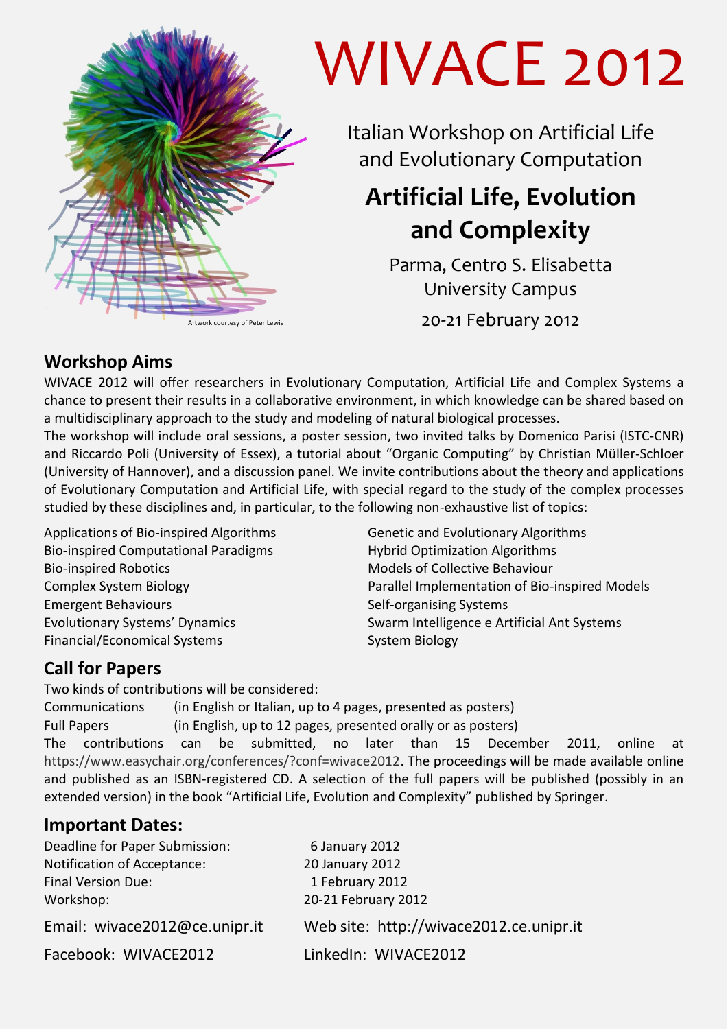Artwork courtesy of Peter Lewis

# WIVACE 2012

Italian Workshop on Artificial Life and Evolutionary Computation

## Artificial Life, Evolution and Complexity

Parma, Centro S. Elisabetta
University Campus

20-21 February 2012

## Workshop Aims

WIVACE 2012 will offer researchers in Evolutionary Computation, Artificial Life and Complex Systems a chance to present their results in a collaborative environment, in which knowledge can be shared based on a multidisciplinary approach to the study and modeling of natural biological processes.

The workshop will include oral sessions, a poster session, two invited talks by Domenico Parisi (ISTC-CNR) and Riccardo Poli (University of Essex), a tutorial about “Organic Computing” by Christian Müller-Schloer (University of Hannover), and a discussion panel. We invite contributions about the theory and applications of Evolutionary Computation and Artificial Life, with special regard to the study of the complex processes studied by these disciplines and, in particular, to the following non-exhaustive list of topics:

- Applications of Bio-inspired Algorithms
- Bio-inspired Computational Paradigms
- Bio-inspired Robotics
- Complex System Biology
- Emergent Behaviours
- Evolutionary Systems’ Dynamics
- Financial/Economical Systems
- Genetic and Evolutionary Algorithms
- Hybrid Optimization Algorithms
- Models of Collective Behaviour
- Parallel Implementation of Bio-inspired Models
- Self-organising Systems
- Swarm Intelligence e Artificial Ant Systems
- System Biology

## Call for Papers

Two kinds of contributions will be considered:

Communications (in English or Italian, up to 4 pages, presented as posters)
Full Papers (in English, up to 12 pages, presented orally or as posters)

The contributions can be submitted, no later than 15 December 2011, online at https://www.easychair.org/conferences/?conf=wivace2012. The proceedings will be made available online and published as an ISBN-registered CD. A selection of the full papers will be published (possibly in an extended version) in the book “Artificial Life, Evolution and Complexity” published by Springer.

## Important Dates:

| | |
|---|---|
| Deadline for Paper Submission: | 6 January 2012 |
| Notification of Acceptance: | 20 January 2012 |
| Final Version Due: | 1 February 2012 |
| Workshop: | 20-21 February 2012 |

Email: wivace2012@ce.unipr.it
Web site: http://wivace2012.ce.unipr.it
Facebook: WIVACE2012
LinkedIn: WIVACE2012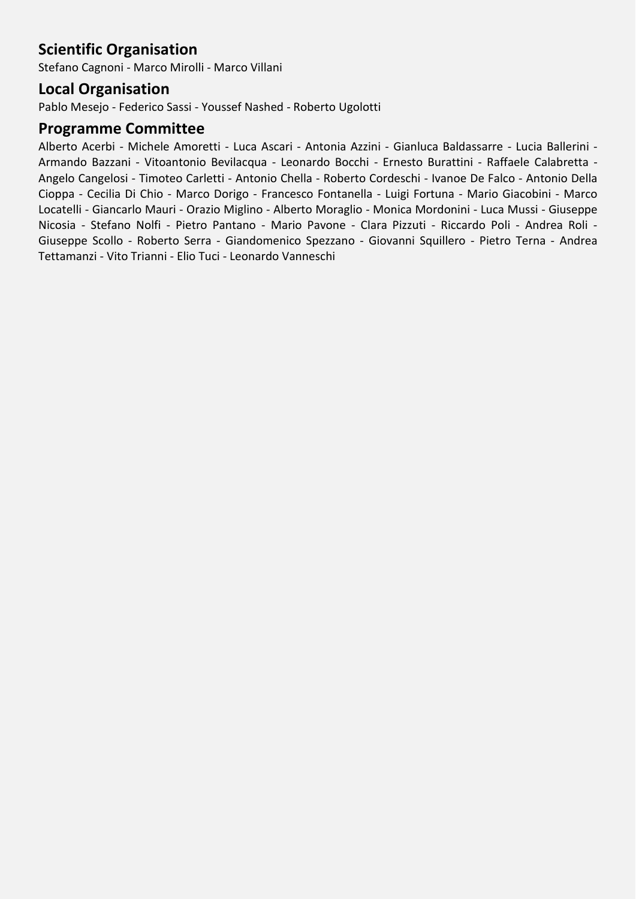## Scientific Organisation

Stefano Cagnoni - Marco Mirolli - Marco Villani

## Local Organisation

Pablo Mesejo - Federico Sassi - Youssef Nashed - Roberto Ugolotti

## Programme Committee

Alberto Acerbi - Michele Amoretti - Luca Ascari - Antonia Azzini - Gianluca Baldassarre - Lucia Ballerini - Armando Bazzani - Vitoantonio Bevilacqua - Leonardo Bocchi - Ernesto Burattini - Raffaele Calabretta - Angelo Cangelosi - Timoteo Carletti - Antonio Chella - Roberto Cordeschi - Ivanoe De Falco - Antonio Della Cioppa - Cecilia Di Chio - Marco Dorigo - Francesco Fontanella - Luigi Fortuna - Mario Giacobini - Marco Locatelli - Giancarlo Mauri - Orazio Miglino - Alberto Moraglio - Monica Mordonini - Luca Mussi - Giuseppe Nicosia - Stefano Nolfi - Pietro Pantano - Mario Pavone - Clara Pizzuti - Riccardo Poli - Andrea Roli - Giuseppe Scollo - Roberto Serra - Giandomenico Spezzano - Giovanni Squillero - Pietro Terna - Andrea Tettamanzi - Vito Trianni - Elio Tuci - Leonardo Vanneschi